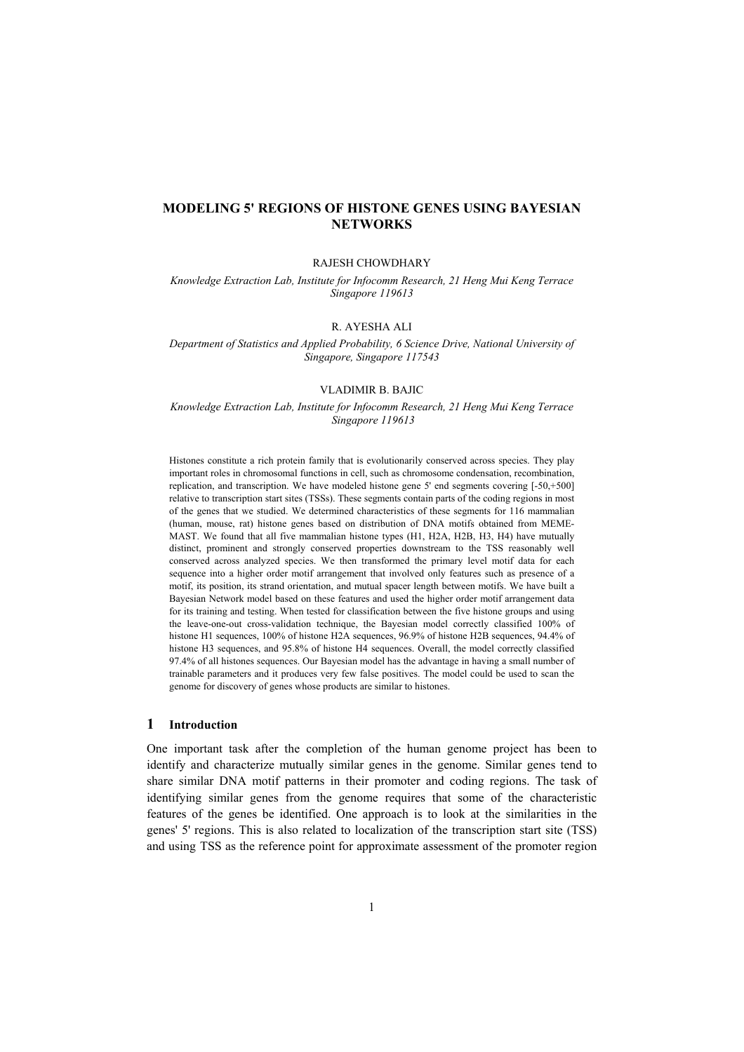# MODELING 5' REGIONS OF HISTONE GENES USING BAYESIAN NETWORKS

RAJESH CHOWDHARY

*Knowledge Extraction Lab, Institute for Infocomm Research, 21 Heng Mui Keng Terrace Singapore 119613*

R. AYESHA ALI

*Department of Statistics and Applied Probability, 6 Science Drive, National University of Singapore, Singapore 117543*

VLADIMIR B. BAJIC

*Knowledge Extraction Lab, Institute for Infocomm Research, 21 Heng Mui Keng Terrace Singapore 119613*

Histones constitute a rich protein family that is evolutionarily conserved across species. They play important roles in chromosomal functions in cell, such as chromosome condensation, recombination, replication, and transcription. We have modeled histone gene 5' end segments covering [-50,+500] relative to transcription start sites (TSSs). These segments contain parts of the coding regions in most of the genes that we studied. We determined characteristics of these segments for 116 mammalian (human, mouse, rat) histone genes based on distribution of DNA motifs obtained from MEME-MAST. We found that all five mammalian histone types (H1, H2A, H2B, H3, H4) have mutually distinct, prominent and strongly conserved properties downstream to the TSS reasonably well conserved across analyzed species. We then transformed the primary level motif data for each sequence into a higher order motif arrangement that involved only features such as presence of a motif, its position, its strand orientation, and mutual spacer length between motifs. We have built a Bayesian Network model based on these features and used the higher order motif arrangement data for its training and testing. When tested for classification between the five histone groups and using the leave-one-out cross-validation technique, the Bayesian model correctly classified 100% of histone H1 sequences, 100% of histone H2A sequences, 96.9% of histone H2B sequences, 94.4% of histone H3 sequences, and 95.8% of histone H4 sequences. Overall, the model correctly classified 97.4% of all histones sequences. Our Bayesian model has the advantage in having a small number of trainable parameters and it produces very few false positives. The model could be used to scan the genome for discovery of genes whose products are similar to histones.

## 1 Introduction

One important task after the completion of the human genome project has been to identify and characterize mutually similar genes in the genome. Similar genes tend to share similar DNA motif patterns in their promoter and coding regions. The task of identifying similar genes from the genome requires that some of the characteristic features of the genes be identified. One approach is to look at the similarities in the genes' 5' regions. This is also related to localization of the transcription start site (TSS) and using TSS as the reference point for approximate assessment of the promoter region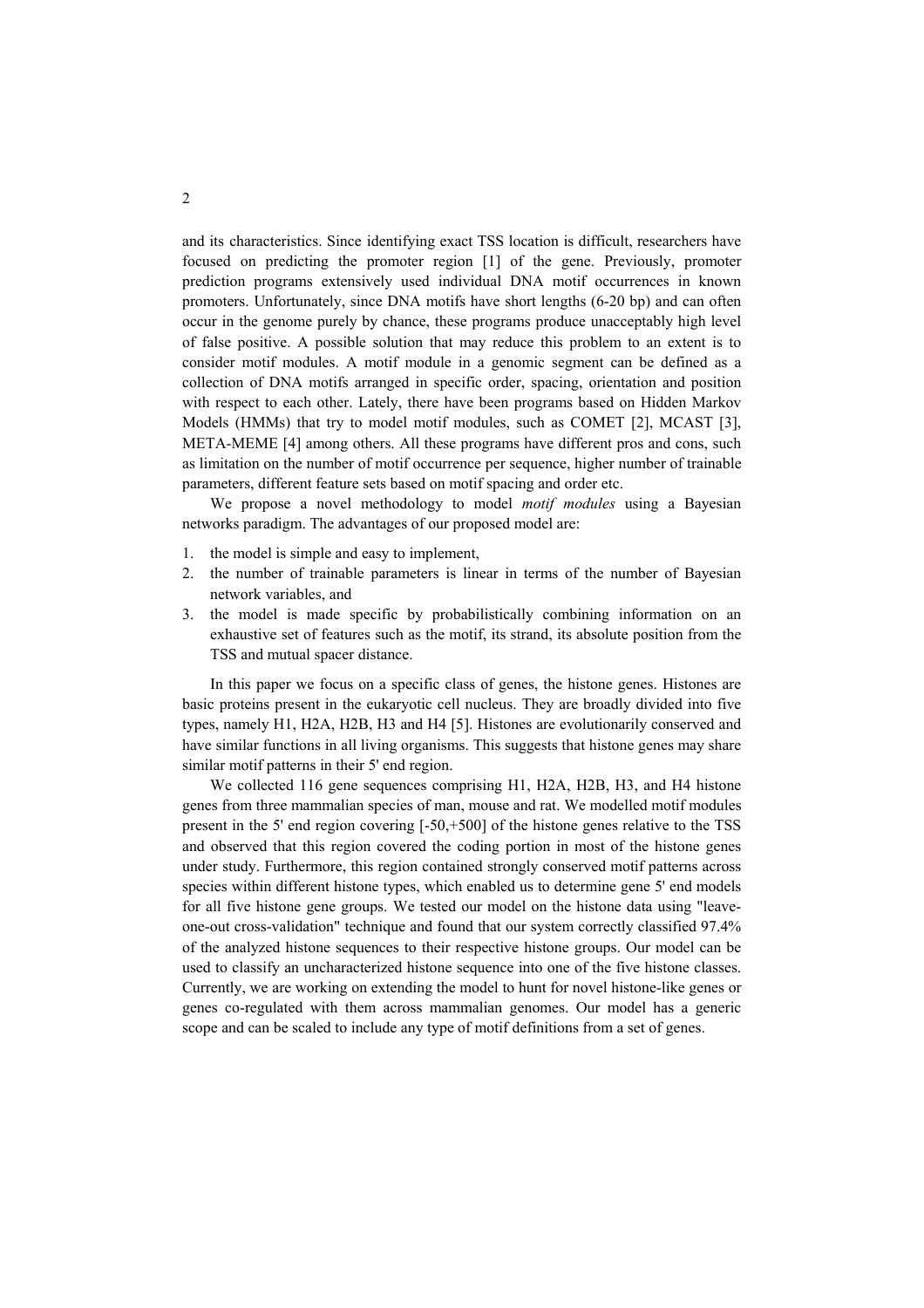and its characteristics. Since identifying exact TSS location is difficult, researchers have focused on predicting the promoter region [1] of the gene. Previously, promoter prediction programs extensively used individual DNA motif occurrences in known promoters. Unfortunately, since DNA motifs have short lengths (6-20 bp) and can often occur in the genome purely by chance, these programs produce unacceptably high level of false positive. A possible solution that may reduce this problem to an extent is to consider motif modules. A motif module in a genomic segment can be defined as a collection of DNA motifs arranged in specific order, spacing, orientation and position with respect to each other. Lately, there have been programs based on Hidden Markov Models (HMMs) that try to model motif modules, such as COMET [2], MCAST [3], META-MEME [4] among others. All these programs have different pros and cons, such as limitation on the number of motif occurrence per sequence, higher number of trainable parameters, different feature sets based on motif spacing and order etc.

We propose a novel methodology to model *motif modules* using a Bayesian networks paradigm. The advantages of our proposed model are:

1. the model is simple and easy to implement,
2. the number of trainable parameters is linear in terms of the number of Bayesian network variables, and
3. the model is made specific by probabilistically combining information on an exhaustive set of features such as the motif, its strand, its absolute position from the TSS and mutual spacer distance.

In this paper we focus on a specific class of genes, the histone genes. Histones are basic proteins present in the eukaryotic cell nucleus. They are broadly divided into five types, namely H1, H2A, H2B, H3 and H4 [5]. Histones are evolutionarily conserved and have similar functions in all living organisms. This suggests that histone genes may share similar motif patterns in their 5' end region.

We collected 116 gene sequences comprising H1, H2A, H2B, H3, and H4 histone genes from three mammalian species of man, mouse and rat. We modelled motif modules present in the 5' end region covering [-50,+500] of the histone genes relative to the TSS and observed that this region covered the coding portion in most of the histone genes under study. Furthermore, this region contained strongly conserved motif patterns across species within different histone types, which enabled us to determine gene 5' end models for all five histone gene groups. We tested our model on the histone data using "leave-one-out cross-validation" technique and found that our system correctly classified 97.4% of the analyzed histone sequences to their respective histone groups. Our model can be used to classify an uncharacterized histone sequence into one of the five histone classes. Currently, we are working on extending the model to hunt for novel histone-like genes or genes co-regulated with them across mammalian genomes. Our model has a generic scope and can be scaled to include any type of motif definitions from a set of genes.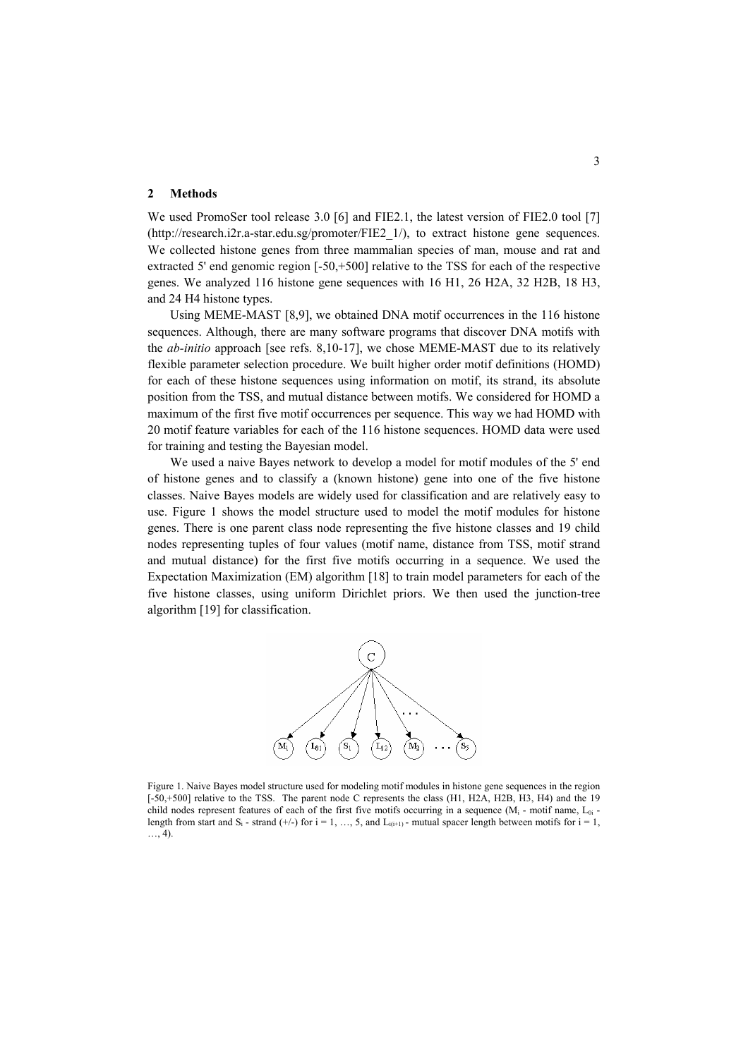## 2 Methods

We used PromoSer tool release 3.0 [6] and FIE2.1, the latest version of FIE2.0 tool [7] (http://research.i2r.a-star.edu.sg/promoter/FIE2_1/), to extract histone gene sequences. We collected histone genes from three mammalian species of man, mouse and rat and extracted 5' end genomic region [-50,+500] relative to the TSS for each of the respective genes. We analyzed 116 histone gene sequences with 16 H1, 26 H2A, 32 H2B, 18 H3, and 24 H4 histone types.

Using MEME-MAST [8,9], we obtained DNA motif occurrences in the 116 histone sequences. Although, there are many software programs that discover DNA motifs with the *ab-initio* approach [see refs. 8,10-17], we chose MEME-MAST due to its relatively flexible parameter selection procedure. We built higher order motif definitions (HOMD) for each of these histone sequences using information on motif, its strand, its absolute position from the TSS, and mutual distance between motifs. We considered for HOMD a maximum of the first five motif occurrences per sequence. This way we had HOMD with 20 motif feature variables for each of the 116 histone sequences. HOMD data were used for training and testing the Bayesian model.

We used a naive Bayes network to develop a model for motif modules of the 5' end of histone genes and to classify a (known histone) gene into one of the five histone classes. Naive Bayes models are widely used for classification and are relatively easy to use. Figure 1 shows the model structure used to model the motif modules for histone genes. There is one parent class node representing the five histone classes and 19 child nodes representing tuples of four values (motif name, distance from TSS, motif strand and mutual distance) for the first five motifs occurring in a sequence. We used the Expectation Maximization (EM) algorithm [18] to train model parameters for each of the five histone classes, using uniform Dirichlet priors. We then used the junction-tree algorithm [19] for classification.

Figure 1. Naive Bayes model structure used for modeling motif modules in histone gene sequences in the region [-50,+500] relative to the TSS. The parent node C represents the class (H1, H2A, H2B, H3, H4) and the 19 child nodes represent features of each of the first five motifs occurring in a sequence ($M_i$ - motif name, $L_{0i}$ - length from start and $S_i$ - strand (+/-) for i = 1, …, 5, and $L_{i(i+1)}$ - mutual spacer length between motifs for i = 1, …, 4).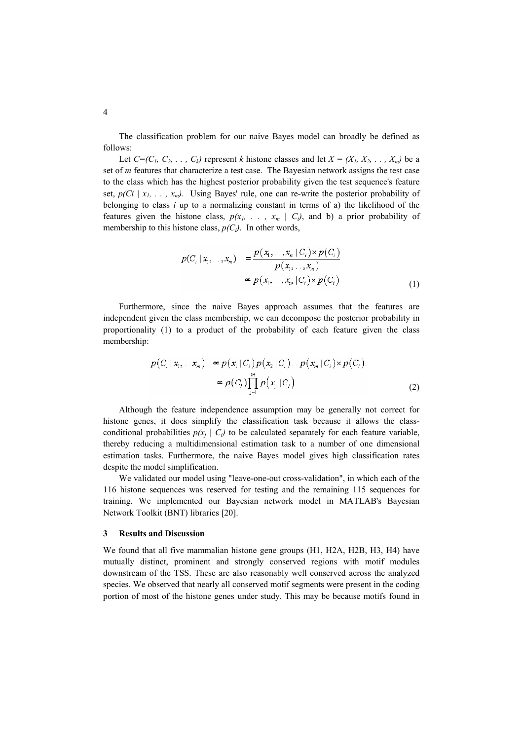The classification problem for our naive Bayes model can broadly be defined as follows:

Let $C=(C_1, C_2, \ldots, C_k)$ represent $k$ histone classes and let $X = (X_1, X_2, \ldots, X_m)$ be a set of $m$ features that characterize a test case. The Bayesian network assigns the test case to the class which has the highest posterior probability given the test sequence's feature set, $p(C_i \mid x_1, \ldots, x_m)$. Using Bayes' rule, one can re-write the posterior probability of belonging to class $i$ up to a normalizing constant in terms of a) the likelihood of the features given the histone class, $p(x_1, \ldots, x_m \mid C_i)$, and b) a prior probability of membership to this histone class, $p(C_i)$. In other words,

$$
\begin{aligned}
p(C_i \mid x_1, \ldots, x_m) &= \frac{p(x_1, \ldots, x_m \mid C_i) \times p(C_i)}{p(x_1, \ldots, x_m)} \\
&\propto p(x_1, \ldots, x_m \mid C_i) \times p(C_i)
\end{aligned}
\tag{1}
$$

Furthermore, since the naive Bayes approach assumes that the features are independent given the class membership, we can decompose the posterior probability in proportionality (1) to a product of the probability of each feature given the class membership:

$$
\begin{aligned}
p(C_i \mid x_1, \ldots x_m) &\propto p(x_1 \mid C_i)\, p(x_2 \mid C_i) \ldots p(x_m \mid C_i) \times p(C_i) \\
&\propto p(C_i) \prod_{j=1}^{m} p(x_j \mid C_i)
\end{aligned}
\tag{2}
$$

Although the feature independence assumption may be generally not correct for histone genes, it does simplify the classification task because it allows the class-conditional probabilities $p(x_j \mid C_i)$ to be calculated separately for each feature variable, thereby reducing a multidimensional estimation task to a number of one dimensional estimation tasks. Furthermore, the naive Bayes model gives high classification rates despite the model simplification.

We validated our model using "leave-one-out cross-validation", in which each of the 116 histone sequences was reserved for testing and the remaining 115 sequences for training. We implemented our Bayesian network model in MATLAB's Bayesian Network Toolkit (BNT) libraries [20].

## 3 Results and Discussion

We found that all five mammalian histone gene groups (H1, H2A, H2B, H3, H4) have mutually distinct, prominent and strongly conserved regions with motif modules downstream of the TSS. These are also reasonably well conserved across the analyzed species. We observed that nearly all conserved motif segments were present in the coding portion of most of the histone genes under study. This may be because motifs found in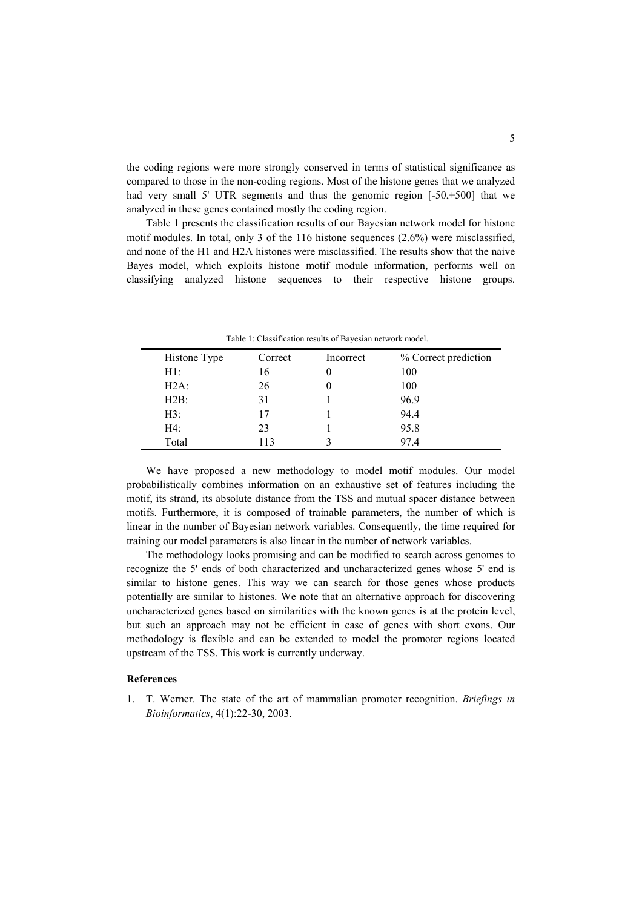the coding regions were more strongly conserved in terms of statistical significance as compared to those in the non-coding regions. Most of the histone genes that we analyzed had very small 5' UTR segments and thus the genomic region [-50,+500] that we analyzed in these genes contained mostly the coding region.

Table 1 presents the classification results of our Bayesian network model for histone motif modules. In total, only 3 of the 116 histone sequences (2.6%) were misclassified, and none of the H1 and H2A histones were misclassified. The results show that the naive Bayes model, which exploits histone motif module information, performs well on classifying analyzed histone sequences to their respective histone groups.

Table 1: Classification results of Bayesian network model.

| Histone Type | Correct | Incorrect | % Correct prediction |
|---|---|---|---|
| H1: | 16 | 0 | 100 |
| H2A: | 26 | 0 | 100 |
| H2B: | 31 | 1 | 96.9 |
| H3: | 17 | 1 | 94.4 |
| H4: | 23 | 1 | 95.8 |
| Total | 113 | 3 | 97.4 |

We have proposed a new methodology to model motif modules. Our model probabilistically combines information on an exhaustive set of features including the motif, its strand, its absolute distance from the TSS and mutual spacer distance between motifs. Furthermore, it is composed of trainable parameters, the number of which is linear in the number of Bayesian network variables. Consequently, the time required for training our model parameters is also linear in the number of network variables.

The methodology looks promising and can be modified to search across genomes to recognize the 5' ends of both characterized and uncharacterized genes whose 5' end is similar to histone genes. This way we can search for those genes whose products potentially are similar to histones. We note that an alternative approach for discovering uncharacterized genes based on similarities with the known genes is at the protein level, but such an approach may not be efficient in case of genes with short exons. Our methodology is flexible and can be extended to model the promoter regions located upstream of the TSS. This work is currently underway.

**References**

1. T. Werner. The state of the art of mammalian promoter recognition. *Briefings in Bioinformatics*, 4(1):22-30, 2003.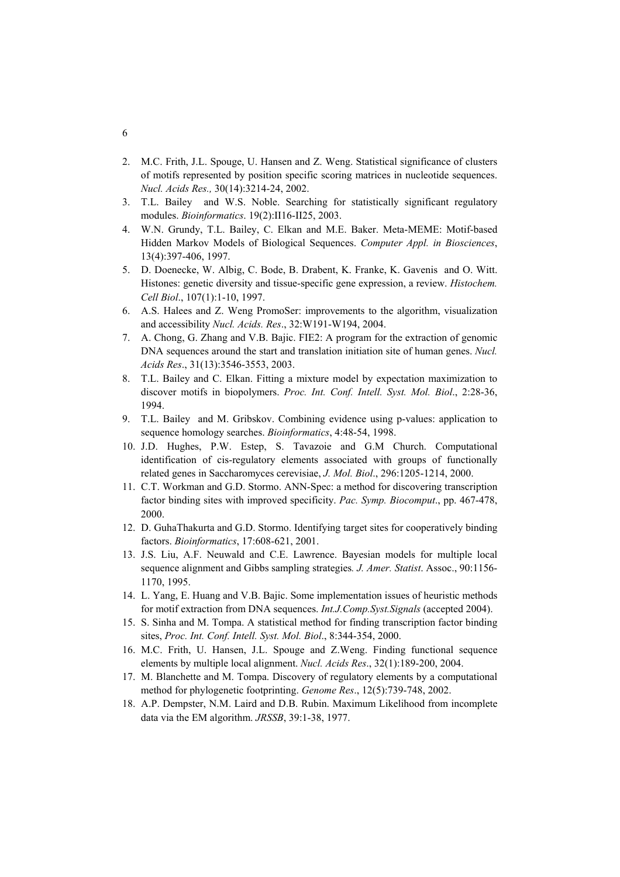2. M.C. Frith, J.L. Spouge, U. Hansen and Z. Weng. Statistical significance of clusters of motifs represented by position specific scoring matrices in nucleotide sequences. *Nucl. Acids Res.,* 30(14):3214-24, 2002.
3. T.L. Bailey and W.S. Noble. Searching for statistically significant regulatory modules. *Bioinformatics*. 19(2):II16-II25, 2003.
4. W.N. Grundy, T.L. Bailey, C. Elkan and M.E. Baker. Meta-MEME: Motif-based Hidden Markov Models of Biological Sequences. *Computer Appl. in Biosciences*, 13(4):397-406, 1997.
5. D. Doenecke, W. Albig, C. Bode, B. Drabent, K. Franke, K. Gavenis and O. Witt. Histones: genetic diversity and tissue-specific gene expression, a review. *Histochem. Cell Biol*., 107(1):1-10, 1997.
6. A.S. Halees and Z. Weng PromoSer: improvements to the algorithm, visualization and accessibility *Nucl. Acids. Res*., 32:W191-W194, 2004.
7. A. Chong, G. Zhang and V.B. Bajic. FIE2: A program for the extraction of genomic DNA sequences around the start and translation initiation site of human genes. *Nucl. Acids Res*., 31(13):3546-3553, 2003.
8. T.L. Bailey and C. Elkan. Fitting a mixture model by expectation maximization to discover motifs in biopolymers. *Proc. Int. Conf. Intell. Syst. Mol. Biol*., 2:28-36, 1994.
9. T.L. Bailey and M. Gribskov. Combining evidence using p-values: application to sequence homology searches. *Bioinformatics*, 4:48-54, 1998.
10. J.D. Hughes, P.W. Estep, S. Tavazoie and G.M Church. Computational identification of cis-regulatory elements associated with groups of functionally related genes in Saccharomyces cerevisiae, *J. Mol. Biol*., 296:1205-1214, 2000.
11. C.T. Workman and G.D. Stormo. ANN-Spec: a method for discovering transcription factor binding sites with improved specificity. *Pac. Symp. Biocomput*., pp. 467-478, 2000.
12. D. GuhaThakurta and G.D. Stormo. Identifying target sites for cooperatively binding factors. *Bioinformatics*, 17:608-621, 2001.
13. J.S. Liu, A.F. Neuwald and C.E. Lawrence. Bayesian models for multiple local sequence alignment and Gibbs sampling strategies*. J. Amer. Statist*. Assoc., 90:1156-1170, 1995.
14. L. Yang, E. Huang and V.B. Bajic. Some implementation issues of heuristic methods for motif extraction from DNA sequences. *Int.J.Comp.Syst.Signals* (accepted 2004).
15. S. Sinha and M. Tompa. A statistical method for finding transcription factor binding sites, *Proc. Int. Conf. Intell. Syst. Mol. Biol*., 8:344-354, 2000.
16. M.C. Frith, U. Hansen, J.L. Spouge and Z.Weng. Finding functional sequence elements by multiple local alignment. *Nucl. Acids Res*., 32(1):189-200, 2004.
17. M. Blanchette and M. Tompa. Discovery of regulatory elements by a computational method for phylogenetic footprinting. *Genome Res*., 12(5):739-748, 2002.
18. A.P. Dempster, N.M. Laird and D.B. Rubin. Maximum Likelihood from incomplete data via the EM algorithm. *JRSSB*, 39:1-38, 1977.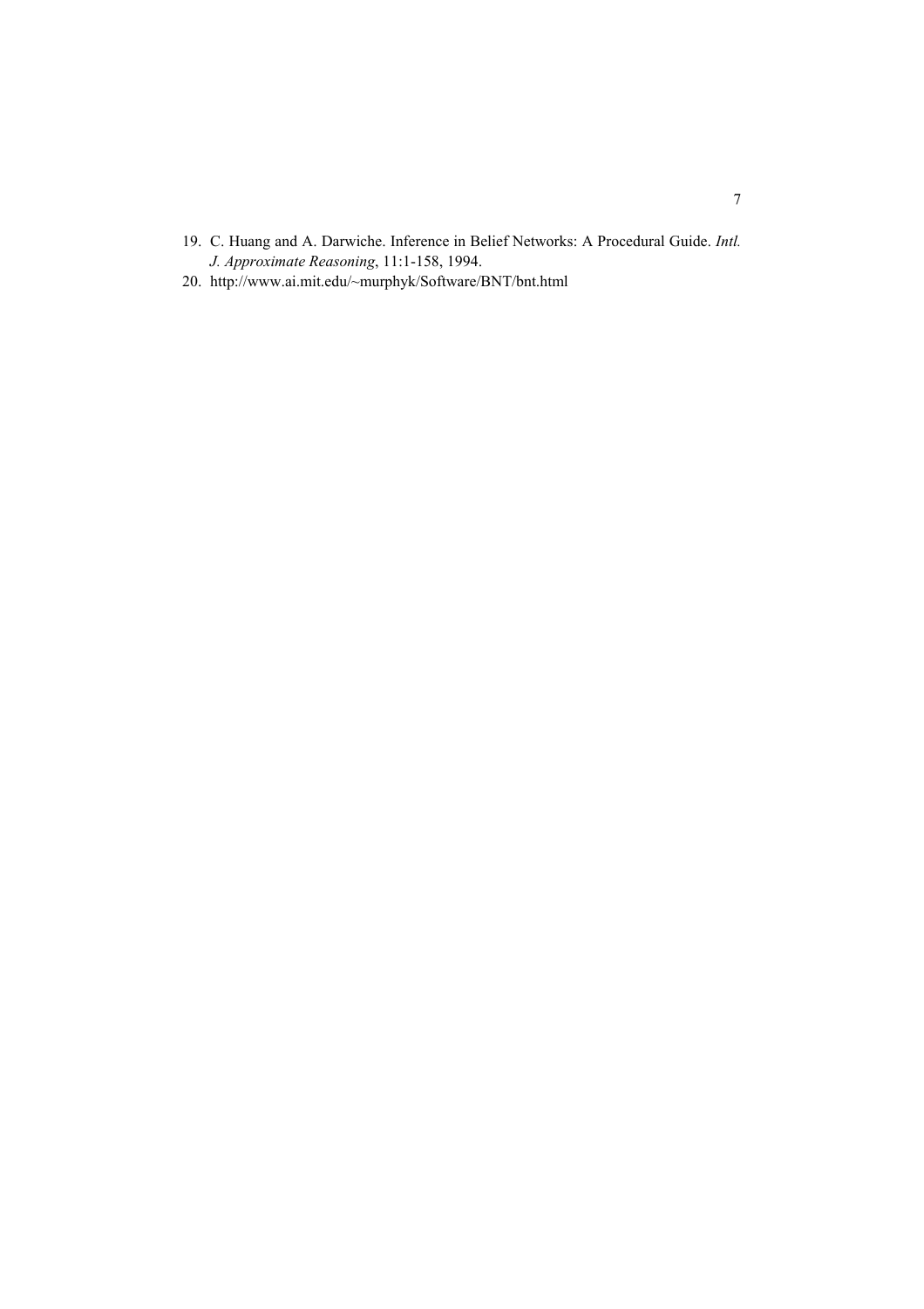19. C. Huang and A. Darwiche. Inference in Belief Networks: A Procedural Guide. *Intl. J. Approximate Reasoning*, 11:1-158, 1994.
20. http://www.ai.mit.edu/~murphyk/Software/BNT/bnt.html